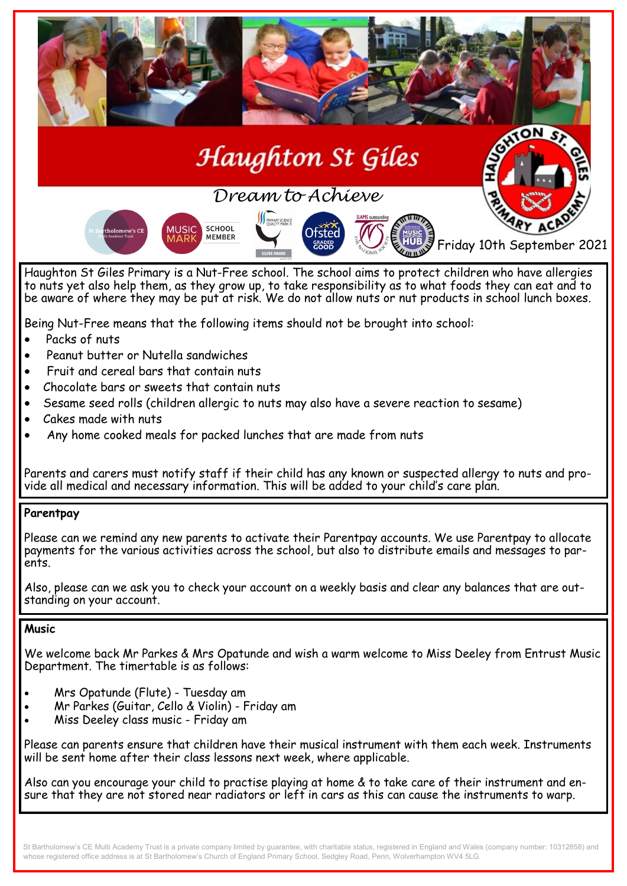# Haughton St Giles

*Dream to Achieve*

Friday 10th September 2021

Haughton St Giles Primary is a Nut-Free school. The school aims to protect children who have allergies to nuts yet also help them, as they grow up, to take responsibility as to what foods they can eat and to be aware of where they may be put at risk. We do not allow nuts or nut products in school lunch boxes.

Being Nut-Free means that the following items should not be brought into school:

- Packs of nuts
- Peanut butter or Nutella sandwiches
- Fruit and cereal bars that contain nuts
- Chocolate bars or sweets that contain nuts
- Sesame seed rolls (children allergic to nuts may also have a severe reaction to sesame)
- Cakes made with nuts
- Any home cooked meals for packed lunches that are made from nuts

Parents and carers must notify staff if their child has any known or suspected allergy to nuts and provide all medical and necessary information. This will be added to your child's care plan.

## Parentpay

Please can we remind any new parents to activate their Parentpay accounts. We use Parentpay to allocate payments for the various activities across the school, but also to distribute emails and messages to parents.

Also, please can we ask you to check your account on a weekly basis and clear any balances that are outstanding on your account.

## Music

We welcome back Mr Parkes & Mrs Opatunde and wish a warm welcome to Miss Deeley from Entrust Music Department. The timertable is as follows:

- Mrs Opatunde (Flute) - Tuesday am
- Mr Parkes (Guitar, Cello & Violin) - Friday am
- Miss Deeley class music - Friday am

Please can parents ensure that children have their musical instrument with them each week. Instruments will be sent home after their class lessons next week, where applicable.

Also can you encourage your child to practise playing at home & to take care of their instrument and ensure that they are not stored near radiators or left in cars as this can cause the instruments to warp.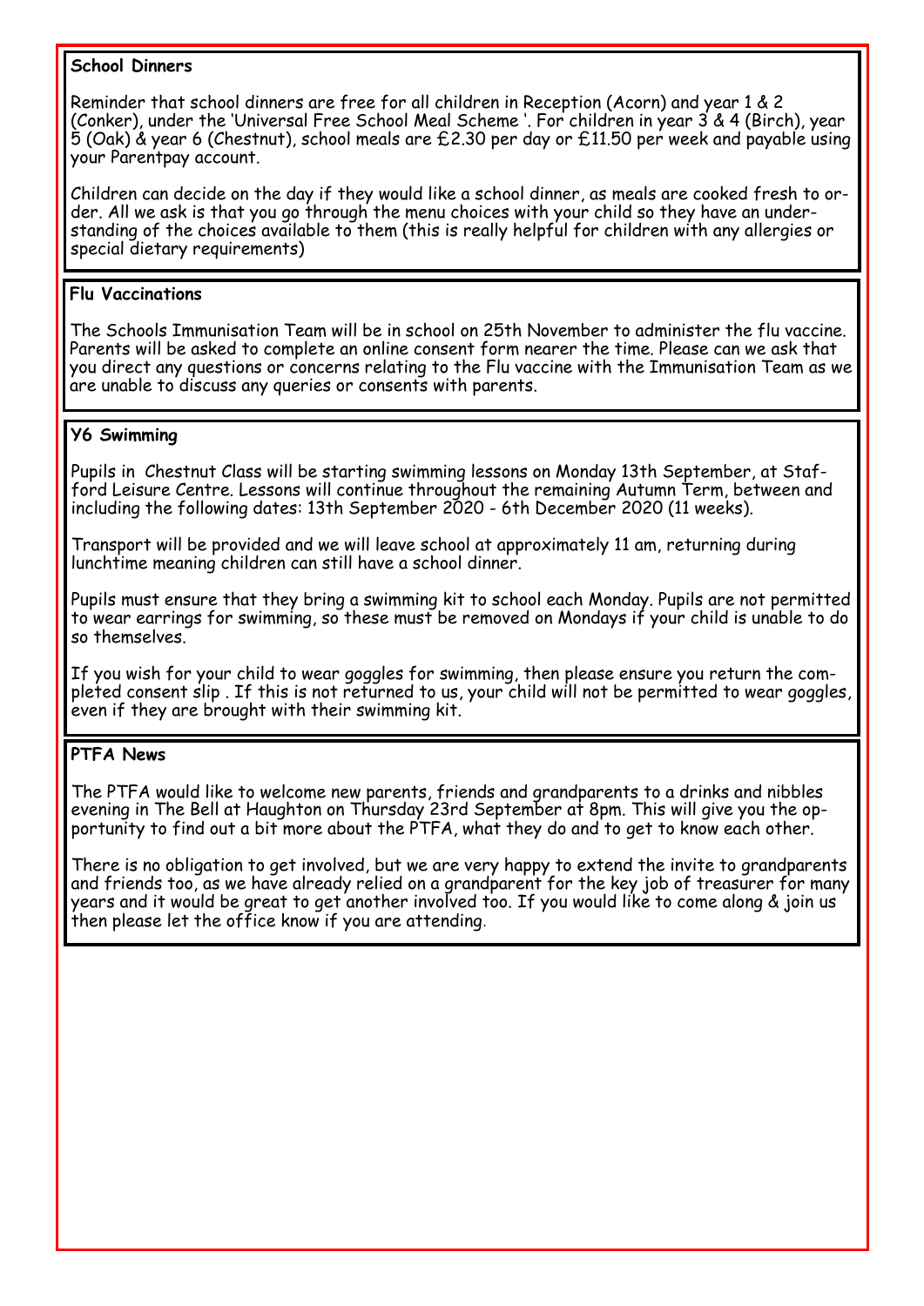**School Dinners**

Reminder that school dinners are free for all children in Reception (Acorn) and year 1 & 2 (Conker), under the 'Universal Free School Meal Scheme '. For children in year 3 & 4 (Birch), year 5 (Oak) & year 6 (Chestnut), school meals are £2.30 per day or £11.50 per week and payable using your Parentpay account.

Children can decide on the day if they would like a school dinner, as meals are cooked fresh to order. All we ask is that you go through the menu choices with your child so they have an understanding of the choices available to them (this is really helpful for children with any allergies or special dietary requirements)

**Flu Vaccinations**

The Schools Immunisation Team will be in school on 25th November to administer the flu vaccine. Parents will be asked to complete an online consent form nearer the time. Please can we ask that you direct any questions or concerns relating to the Flu vaccine with the Immunisation Team as we are unable to discuss any queries or consents with parents.

**Y6 Swimming**

Pupils in Chestnut Class will be starting swimming lessons on Monday 13th September, at Stafford Leisure Centre. Lessons will continue throughout the remaining Autumn Term, between and including the following dates: 13th September 2020 - 6th December 2020 (11 weeks).

Transport will be provided and we will leave school at approximately 11 am, returning during lunchtime meaning children can still have a school dinner.

Pupils must ensure that they bring a swimming kit to school each Monday. Pupils are not permitted to wear earrings for swimming, so these must be removed on Mondays if your child is unable to do so themselves.

If you wish for your child to wear goggles for swimming, then please ensure you return the completed consent slip . If this is not returned to us, your child will not be permitted to wear goggles, even if they are brought with their swimming kit.

**PTFA News**

The PTFA would like to welcome new parents, friends and grandparents to a drinks and nibbles evening in The Bell at Haughton on Thursday 23rd September at 8pm. This will give you the opportunity to find out a bit more about the PTFA, what they do and to get to know each other.

There is no obligation to get involved, but we are very happy to extend the invite to grandparents and friends too, as we have already relied on a grandparent for the key job of treasurer for many years and it would be great to get another involved too. If you would like to come along & join us then please let the office know if you are attending.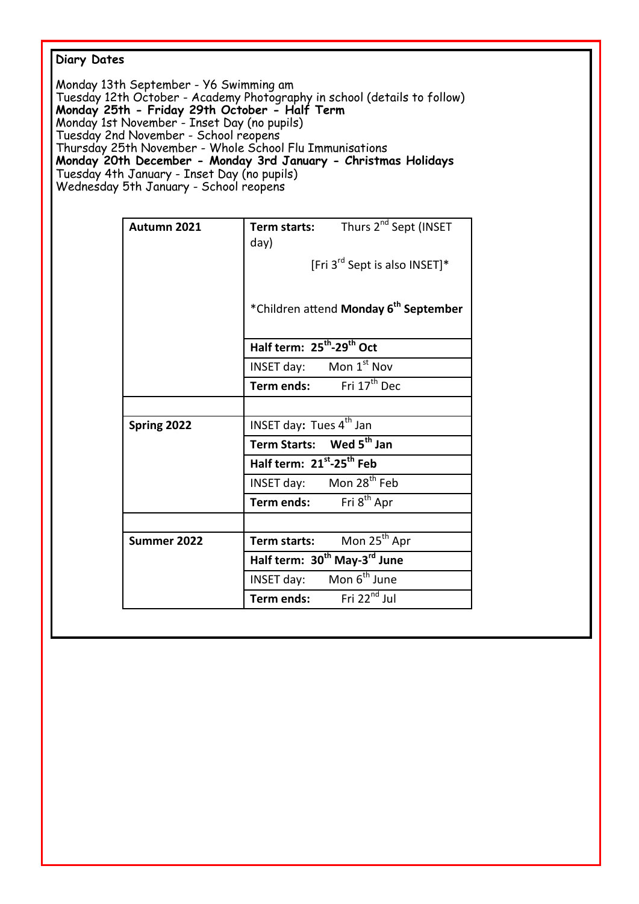**Diary Dates**

Monday 13th September - Y6 Swimming am
Tuesday 12th October - Academy Photography in school (details to follow)
**Monday 25th - Friday 29th October - Half Term**
Monday 1st November - Inset Day (no pupils)
Tuesday 2nd November - School reopens
Thursday 25th November - Whole School Flu Immunisations
**Monday 20th December - Monday 3rd January - Christmas Holidays**
Tuesday 4th January - Inset Day (no pupils)
Wednesday 5th January - School reopens

| | |
|---|---|
| **Autumn 2021** | **Term starts:** Thurs 2nd Sept (INSET day)<br>[Fri 3rd Sept is also INSET]*<br>*Children attend **Monday 6th September** |
| | **Half term: 25th-29th Oct** |
| | INSET day: Mon 1st Nov |
| | **Term ends:** Fri 17th Dec |
| | |
| **Spring 2022** | INSET day**:** Tues 4th Jan |
| | **Term Starts: Wed 5th Jan** |
| | **Half term: 21st-25th Feb** |
| | INSET day: Mon 28th Feb |
| | **Term ends:** Fri 8th Apr |
| | |
| **Summer 2022** | **Term starts:** Mon 25th Apr |
| | **Half term: 30th May-3rd June** |
| | INSET day: Mon 6th June |
| | **Term ends:** Fri 22nd Jul |